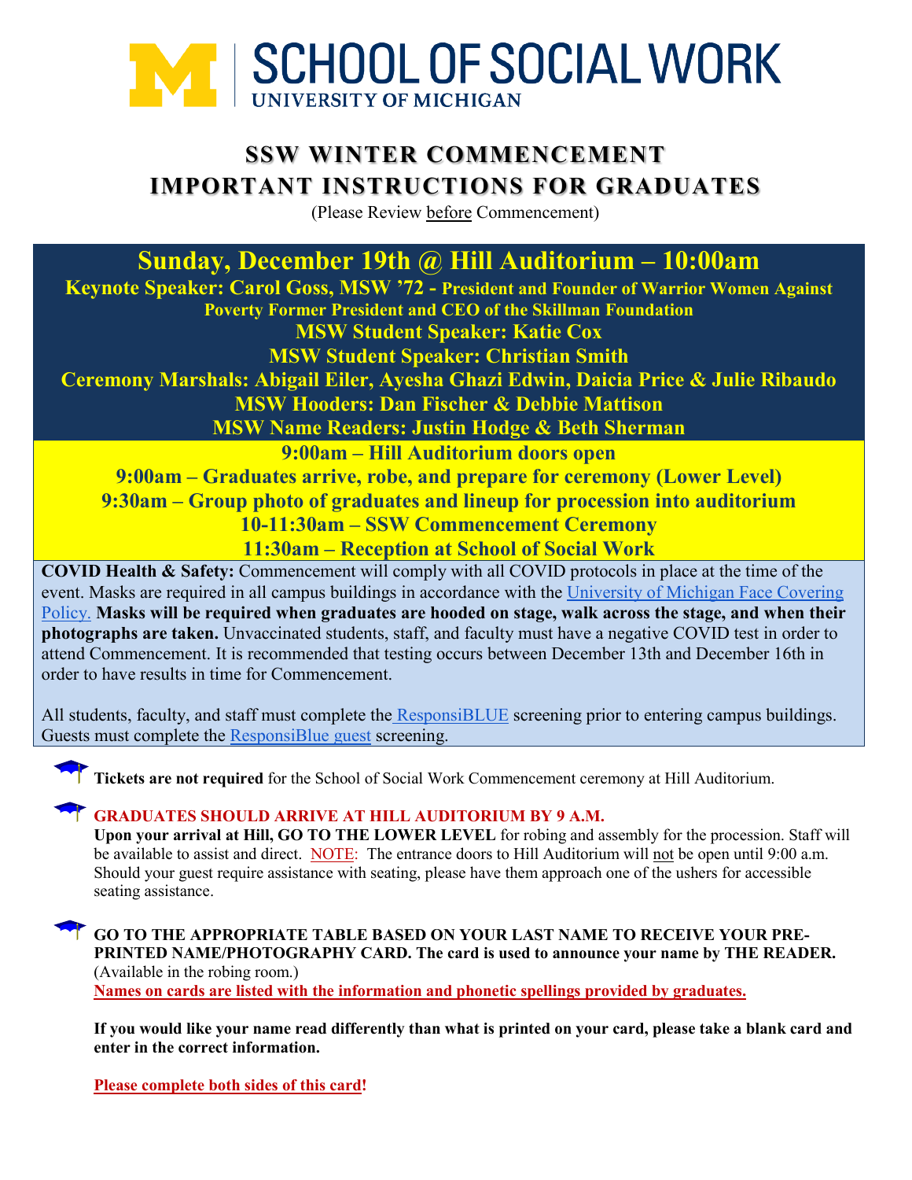# SCHOOL OF SOCIAL WORK
UNIVERSITY OF MICHIGAN

## SSW WINTER COMMENCEMENT
## IMPORTANT INSTRUCTIONS FOR GRADUATES

(Please Review before Commencement)

**Sunday, December 19th @ Hill Auditorium – 10:00am**

**Keynote Speaker: Carol Goss, MSW '72 - President and Founder of Warrior Women Against Poverty Former President and CEO of the Skillman Foundation**

**MSW Student Speaker: Katie Cox**

**MSW Student Speaker: Christian Smith**

**Ceremony Marshals: Abigail Eiler, Ayesha Ghazi Edwin, Daicia Price & Julie Ribaudo**

**MSW Hooders: Dan Fischer & Debbie Mattison**

**MSW Name Readers: Justin Hodge & Beth Sherman**

**9:00am – Hill Auditorium doors open**

**9:00am – Graduates arrive, robe, and prepare for ceremony (Lower Level)**

**9:30am – Group photo of graduates and lineup for procession into auditorium**

**10-11:30am – SSW Commencement Ceremony**

**11:30am – Reception at School of Social Work**

**COVID Health & Safety:** Commencement will comply with all COVID protocols in place at the time of the event. Masks are required in all campus buildings in accordance with the University of Michigan Face Covering Policy. **Masks will be required when graduates are hooded on stage, walk across the stage, and when their photographs are taken.** Unvaccinated students, staff, and faculty must have a negative COVID test in order to attend Commencement. It is recommended that testing occurs between December 13th and December 16th in order to have results in time for Commencement.

All students, faculty, and staff must complete the ResponsiBLUE screening prior to entering campus buildings. Guests must complete the ResponsiBlue guest screening.

- **Tickets are not required** for the School of Social Work Commencement ceremony at Hill Auditorium.

- **GRADUATES SHOULD ARRIVE AT HILL AUDITORIUM BY 9 A.M.**
  **Upon your arrival at Hill, GO TO THE LOWER LEVEL** for robing and assembly for the procession. Staff will be available to assist and direct. NOTE: The entrance doors to Hill Auditorium will not be open until 9:00 a.m. Should your guest require assistance with seating, please have them approach one of the ushers for accessible seating assistance.

- **GO TO THE APPROPRIATE TABLE BASED ON YOUR LAST NAME TO RECEIVE YOUR PRE-PRINTED NAME/PHOTOGRAPHY CARD. The card is used to announce your name by THE READER.** (Available in the robing room.)
  **Names on cards are listed with the information and phonetic spellings provided by graduates.**

  **If you would like your name read differently than what is printed on your card, please take a blank card and enter in the correct information.**

  **Please complete both sides of this card!**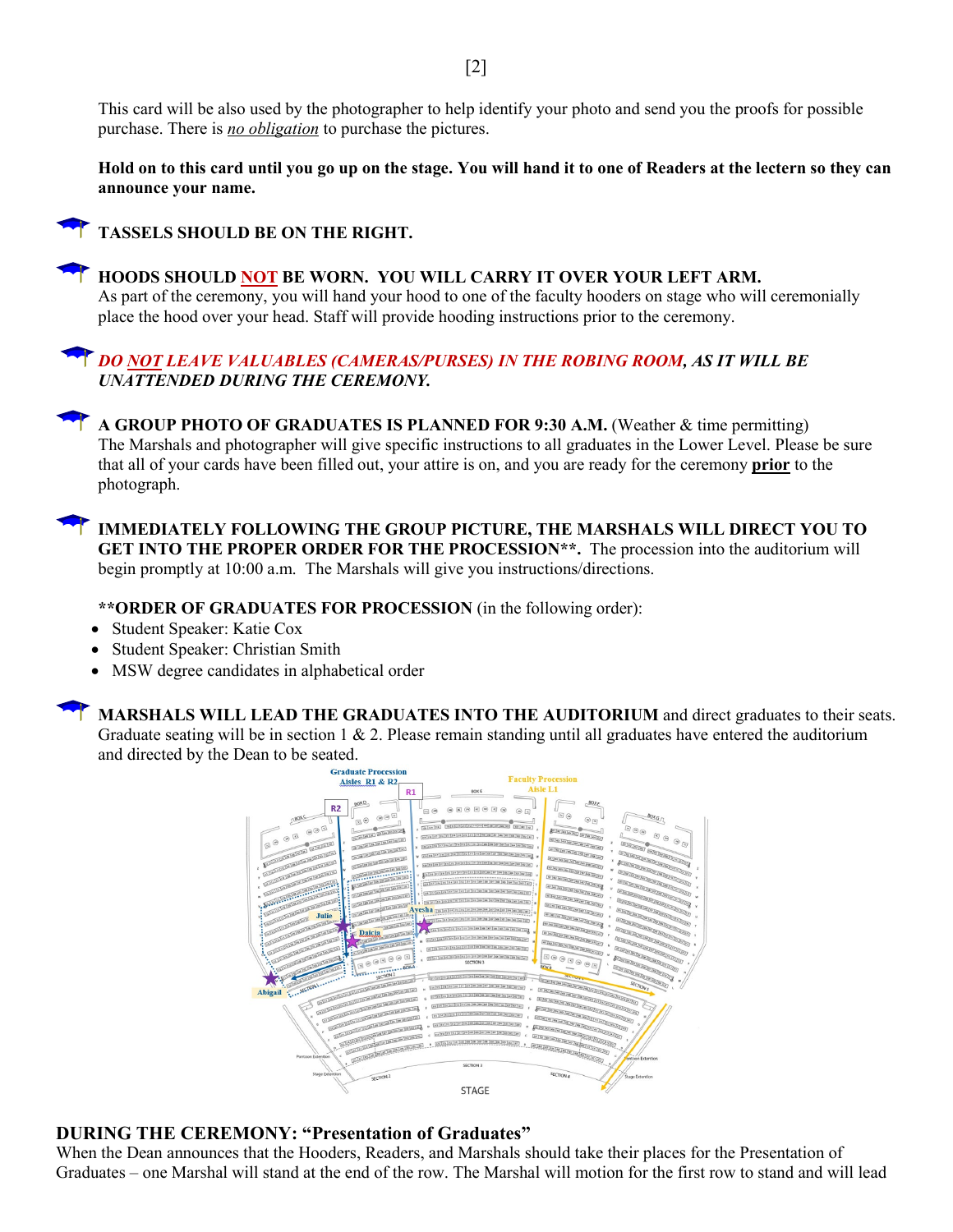This card will be also used by the photographer to help identify your photo and send you the proofs for possible purchase. There is *no obligation* to purchase the pictures.

**Hold on to this card until you go up on the stage. You will hand it to one of Readers at the lectern so they can announce your name.**

**TASSELS SHOULD BE ON THE RIGHT.**

**HOODS SHOULD NOT BE WORN. YOU WILL CARRY IT OVER YOUR LEFT ARM.**
As part of the ceremony, you will hand your hood to one of the faculty hooders on stage who will ceremonially place the hood over your head. Staff will provide hooding instructions prior to the ceremony.

***DO NOT LEAVE VALUABLES (CAMERAS/PURSES) IN THE ROBING ROOM, AS IT WILL BE UNATTENDED DURING THE CEREMONY.***

**A GROUP PHOTO OF GRADUATES IS PLANNED FOR 9:30 A.M.** (Weather & time permitting)
The Marshals and photographer will give specific instructions to all graduates in the Lower Level. Please be sure that all of your cards have been filled out, your attire is on, and you are ready for the ceremony **prior** to the photograph.

**IMMEDIATELY FOLLOWING THE GROUP PICTURE, THE MARSHALS WILL DIRECT YOU TO GET INTO THE PROPER ORDER FOR THE PROCESSION\*\*.** The procession into the auditorium will begin promptly at 10:00 a.m. The Marshals will give you instructions/directions.

**\*\*ORDER OF GRADUATES FOR PROCESSION** (in the following order):

- Student Speaker: Katie Cox
- Student Speaker: Christian Smith
- MSW degree candidates in alphabetical order

**MARSHALS WILL LEAD THE GRADUATES INTO THE AUDITORIUM** and direct graduates to their seats. Graduate seating will be in section 1 & 2. Please remain standing until all graduates have entered the auditorium and directed by the Dean to be seated.

## DURING THE CEREMONY: "Presentation of Graduates"

When the Dean announces that the Hooders, Readers, and Marshals should take their places for the Presentation of Graduates – one Marshal will stand at the end of the row. The Marshal will motion for the first row to stand and will lead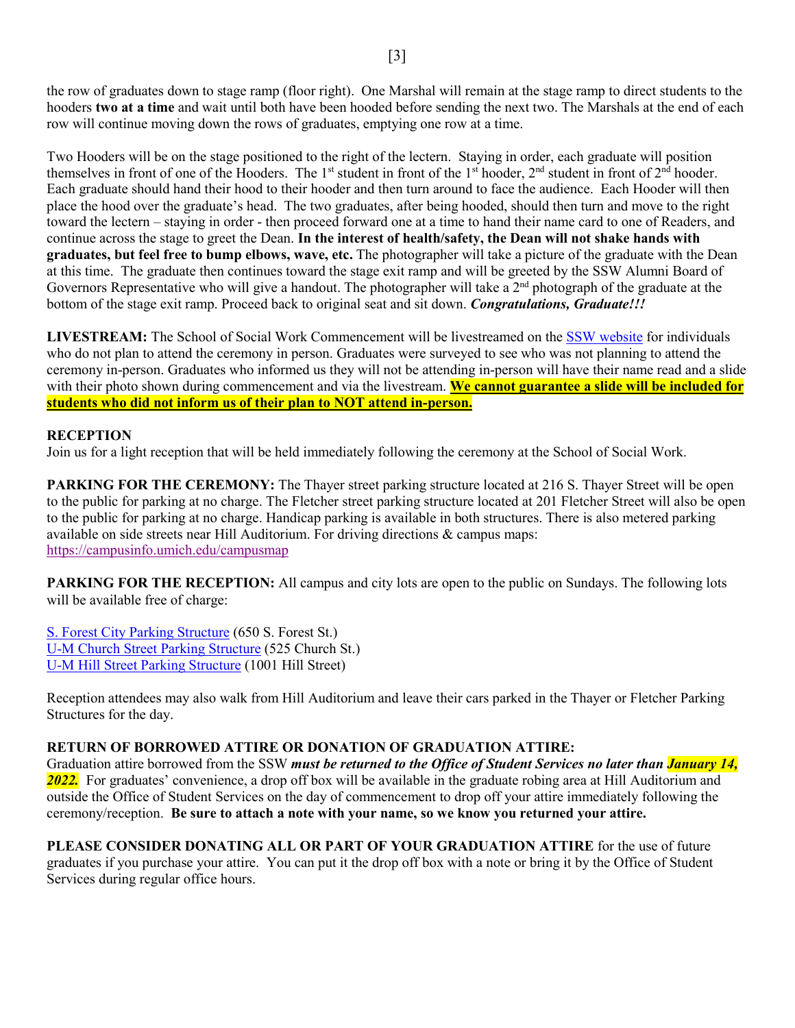the row of graduates down to stage ramp (floor right). One Marshal will remain at the stage ramp to direct students to the hooders **two at a time** and wait until both have been hooded before sending the next two. The Marshals at the end of each row will continue moving down the rows of graduates, emptying one row at a time.

Two Hooders will be on the stage positioned to the right of the lectern. Staying in order, each graduate will position themselves in front of one of the Hooders. The 1st student in front of the 1st hooder, 2nd student in front of 2nd hooder. Each graduate should hand their hood to their hooder and then turn around to face the audience. Each Hooder will then place the hood over the graduate's head. The two graduates, after being hooded, should then turn and move to the right toward the lectern – staying in order - then proceed forward one at a time to hand their name card to one of Readers, and continue across the stage to greet the Dean. **In the interest of health/safety, the Dean will not shake hands with graduates, but feel free to bump elbows, wave, etc.** The photographer will take a picture of the graduate with the Dean at this time. The graduate then continues toward the stage exit ramp and will be greeted by the SSW Alumni Board of Governors Representative who will give a handout. The photographer will take a 2nd photograph of the graduate at the bottom of the stage exit ramp. Proceed back to original seat and sit down. ***Congratulations, Graduate!!!***

**LIVESTREAM:** The School of Social Work Commencement will be livestreamed on the SSW website for individuals who do not plan to attend the ceremony in person. Graduates were surveyed to see who was not planning to attend the ceremony in-person. Graduates who informed us they will not be attending in-person will have their name read and a slide with their photo shown during commencement and via the livestream. **We cannot guarantee a slide will be included for students who did not inform us of their plan to NOT attend in-person.**

**RECEPTION**
Join us for a light reception that will be held immediately following the ceremony at the School of Social Work.

**PARKING FOR THE CEREMONY:** The Thayer street parking structure located at 216 S. Thayer Street will be open to the public for parking at no charge. The Fletcher street parking structure located at 201 Fletcher Street will also be open to the public for parking at no charge. Handicap parking is available in both structures. There is also metered parking available on side streets near Hill Auditorium. For driving directions & campus maps: https://campusinfo.umich.edu/campusmap

**PARKING FOR THE RECEPTION:** All campus and city lots are open to the public on Sundays. The following lots will be available free of charge:

S. Forest City Parking Structure (650 S. Forest St.)
U-M Church Street Parking Structure (525 Church St.)
U-M Hill Street Parking Structure (1001 Hill Street)

Reception attendees may also walk from Hill Auditorium and leave their cars parked in the Thayer or Fletcher Parking Structures for the day.

**RETURN OF BORROWED ATTIRE OR DONATION OF GRADUATION ATTIRE:**
Graduation attire borrowed from the SSW ***must be returned to the Office of Student Services no later than January 14, 2022.*** For graduates' convenience, a drop off box will be available in the graduate robing area at Hill Auditorium and outside the Office of Student Services on the day of commencement to drop off your attire immediately following the ceremony/reception. **Be sure to attach a note with your name, so we know you returned your attire.**

**PLEASE CONSIDER DONATING ALL OR PART OF YOUR GRADUATION ATTIRE** for the use of future graduates if you purchase your attire. You can put it the drop off box with a note or bring it by the Office of Student Services during regular office hours.